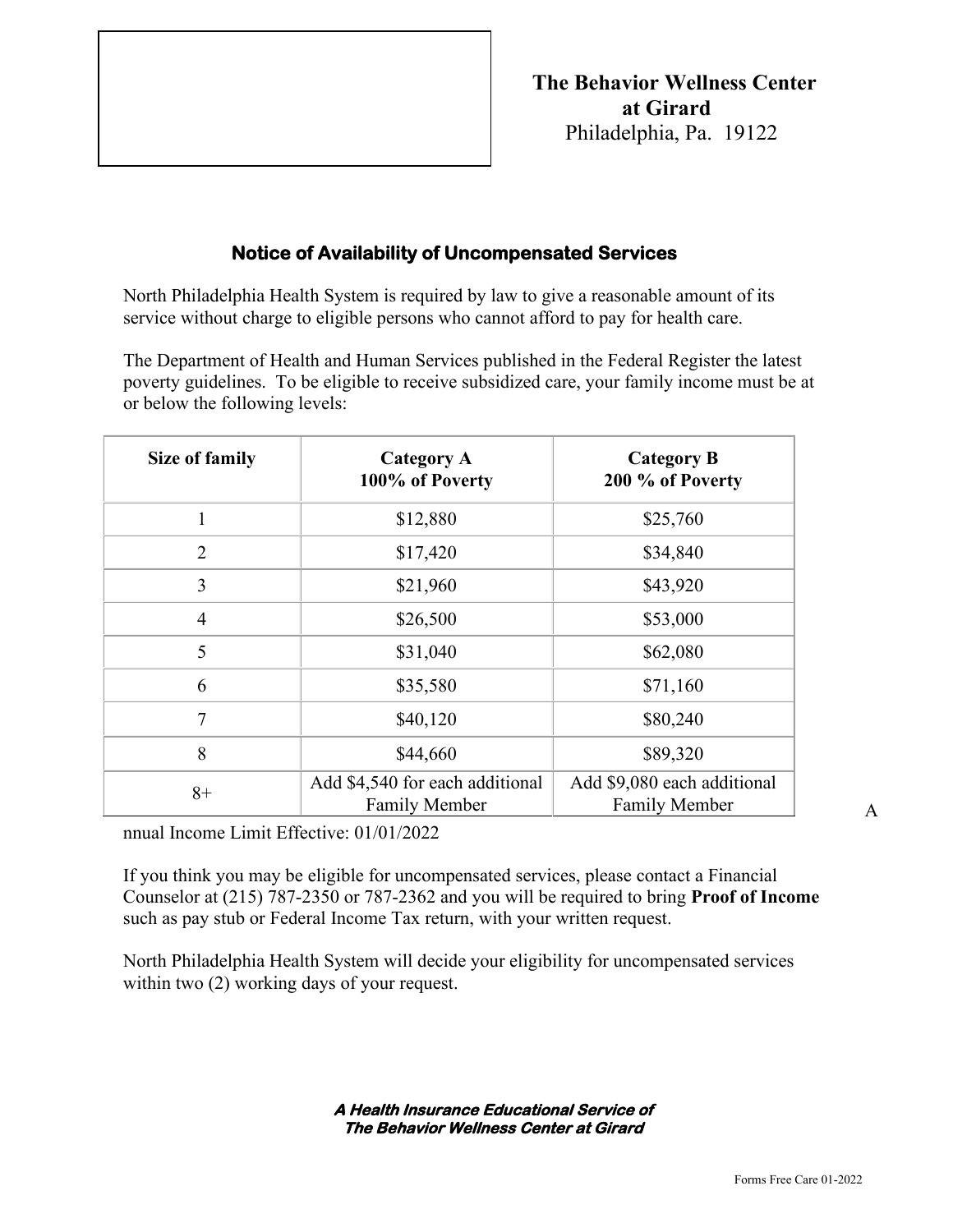**The Behavior Wellness Center at Girard**
Philadelphia, Pa. 19122

## Notice of Availability of Uncompensated Services

North Philadelphia Health System is required by law to give a reasonable amount of its service without charge to eligible persons who cannot afford to pay for health care.

The Department of Health and Human Services published in the Federal Register the latest poverty guidelines. To be eligible to receive subsidized care, your family income must be at or below the following levels:

| Size of family | Category A 100% of Poverty | Category B 200 % of Poverty |
|---|---|---|
| 1 | $12,880 | $25,760 |
| 2 | $17,420 | $34,840 |
| 3 | $21,960 | $43,920 |
| 4 | $26,500 | $53,000 |
| 5 | $31,040 | $62,080 |
| 6 | $35,580 | $71,160 |
| 7 | $40,120 | $80,240 |
| 8 | $44,660 | $89,320 |
| 8+ | Add $4,540 for each additional Family Member | Add $9,080 each additional Family Member |

Annual Income Limit Effective: 01/01/2022

If you think you may be eligible for uncompensated services, please contact a Financial Counselor at (215) 787-2350 or 787-2362 and you will be required to bring **Proof of Income** such as pay stub or Federal Income Tax return, with your written request.

North Philadelphia Health System will decide your eligibility for uncompensated services within two (2) working days of your request.

***A Health Insurance Educational Service of The Behavior Wellness Center at Girard***

Forms Free Care 01-2022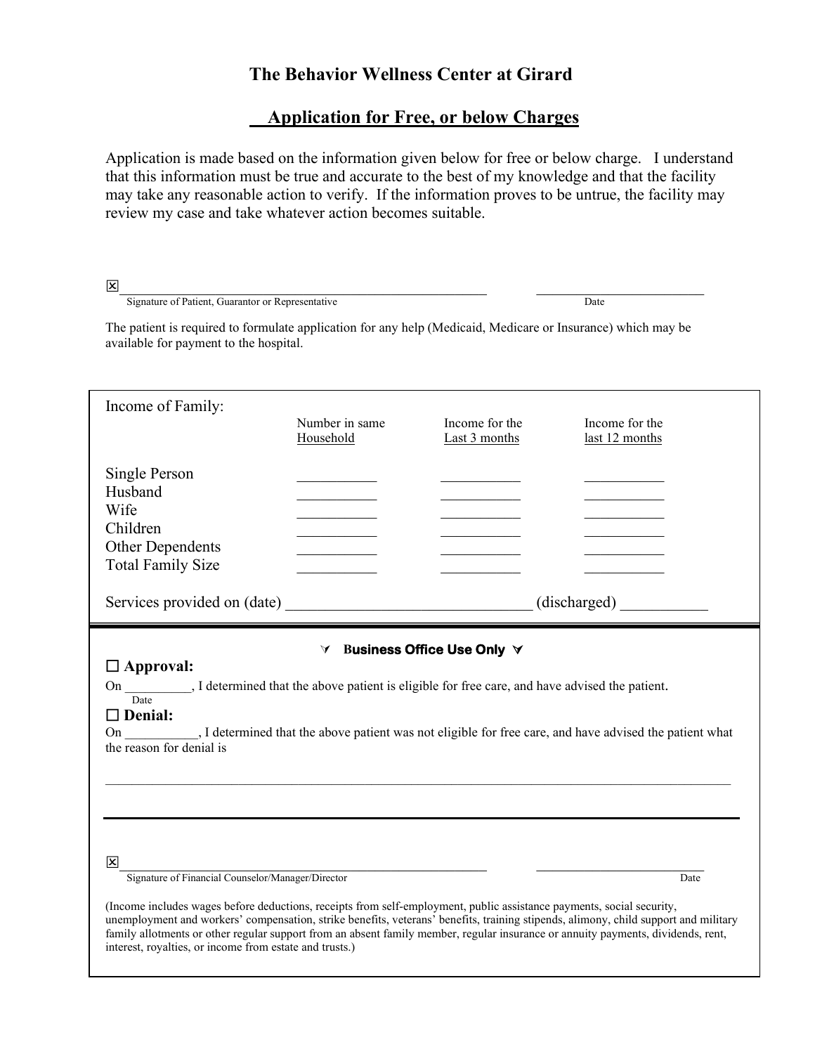# The Behavior Wellness Center at Girard

## Application for Free, or below Charges

Application is made based on the information given below for free or below charge. I understand that this information must be true and accurate to the best of my knowledge and that the facility may take any reasonable action to verify. If the information proves to be untrue, the facility may review my case and take whatever action becomes suitable.

☒________________________________________________ ______________________

Signature of Patient, Guarantor or Representative Date

The patient is required to formulate application for any help (Medicaid, Medicare or Insurance) which may be available for payment to the hospital.

Income of Family:

| | Number in same Household | Income for the Last 3 months | Income for the last 12 months |
|---|---|---|---|
| Single Person | __________ | __________ | __________ |
| Husband | __________ | __________ | __________ |
| Wife | __________ | __________ | __________ |
| Children | __________ | __________ | __________ |
| Other Dependents | __________ | __________ | __________ |
| Total Family Size | __________ | __________ | __________ |

Services provided on (date) ______________________________ (discharged) ___________

**Business Office Use Only**

☐ **Approval:**

On __________, I determined that the above patient is eligible for free care, and have advised the patient.

Date

☐ **Denial:**

On ___________, I determined that the above patient was not eligible for free care, and have advised the patient what the reason for denial is

_____________________________________________________________________________________

☒________________________________________________ ______________________

Signature of Financial Counselor/Manager/Director Date

(Income includes wages before deductions, receipts from self-employment, public assistance payments, social security, unemployment and workers' compensation, strike benefits, veterans' benefits, training stipends, alimony, child support and military family allotments or other regular support from an absent family member, regular insurance or annuity payments, dividends, rent, interest, royalties, or income from estate and trusts.)